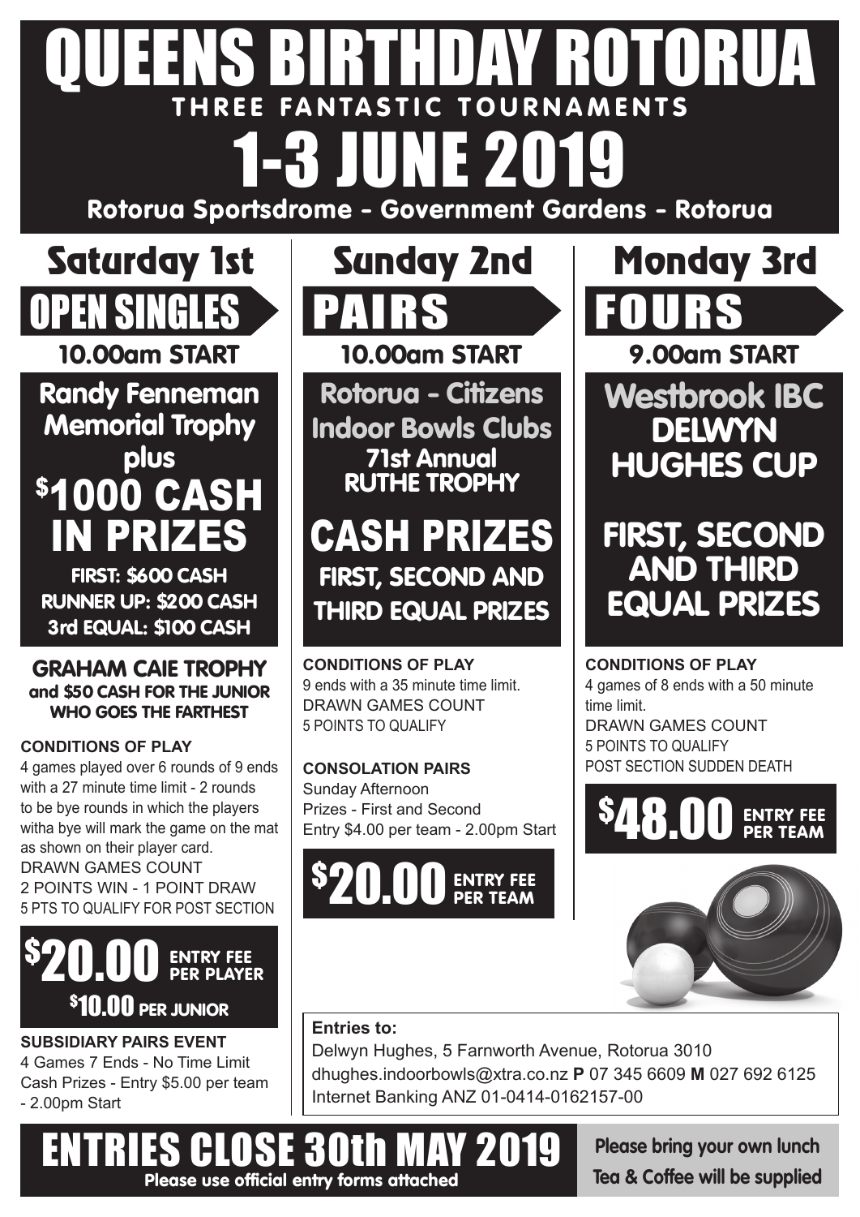# QUEENS BIRTHDAY ROTORUA

**THREE FANTASTIC TOURNAMENTS**

# 1-3 JUNE 2019

**Rotorua Sportsdrome - Government Gardens - Rotorua**

## Saturday 1st

### OPEN SINGLES

**10.00am START**

**Randy Fenneman Memorial Trophy plus**

**$1000 CASH IN PRIZES**

**FIRST: $600 CASH**
**RUNNER UP: $200 CASH**
**3rd EQUAL: $100 CASH**

**GRAHAM CAIE TROPHY and $50 CASH FOR THE JUNIOR WHO GOES THE FARTHEST**

**CONDITIONS OF PLAY**

4 games played over 6 rounds of 9 ends with a 27 minute time limit - 2 rounds to be bye rounds in which the players witha bye will mark the game on the mat as shown on their player card.
DRAWN GAMES COUNT
2 POINTS WIN - 1 POINT DRAW
5 PTS TO QUALIFY FOR POST SECTION

**$20.00 ENTRY FEE PER PLAYER**
**$10.00 PER JUNIOR**

**SUBSIDIARY PAIRS EVENT**

4 Games 7 Ends - No Time Limit
Cash Prizes - Entry $5.00 per team - 2.00pm Start

## Sunday 2nd

### PAIRS

**10.00am START**

**Rotorua - Citizens Indoor Bowls Clubs**
**71st Annual RUTHE TROPHY**

**CASH PRIZES**
**FIRST, SECOND AND THIRD EQUAL PRIZES**

**CONDITIONS OF PLAY**

9 ends with a 35 minute time limit.
DRAWN GAMES COUNT
5 POINTS TO QUALIFY

**CONSOLATION PAIRS**

Sunday Afternoon
Prizes - First and Second
Entry $4.00 per team - 2.00pm Start

**$20.00 ENTRY FEE PER TEAM**

## Monday 3rd

### FOURS

**9.00am START**

**Westbrook IBC**
**DELWYN HUGHES CUP**

**FIRST, SECOND AND THIRD EQUAL PRIZES**

**CONDITIONS OF PLAY**

4 games of 8 ends with a 50 minute time limit.
DRAWN GAMES COUNT
5 POINTS TO QUALIFY
POST SECTION SUDDEN DEATH

**$48.00 ENTRY FEE PER TEAM**

**Entries to:**

Delwyn Hughes, 5 Farnworth Avenue, Rotorua 3010
dhughes.indoorbowls@xtra.co.nz **P** 07 345 6609 **M** 027 692 6125
Internet Banking ANZ 01-0414-0162157-00

# ENTRIES CLOSE 30th MAY 2019

**Please use official entry forms attached**

**Please bring your own lunch**
**Tea & Coffee will be supplied**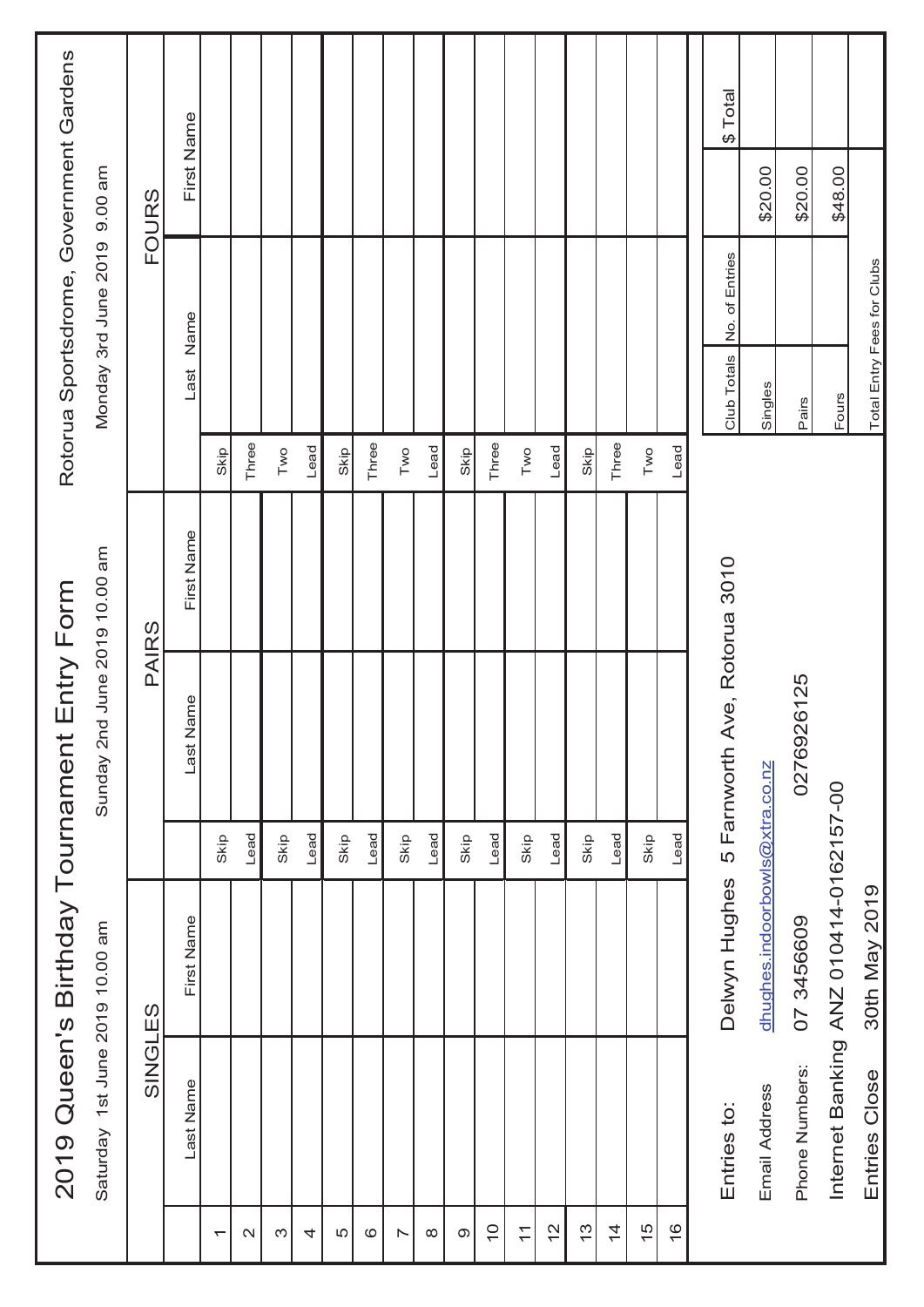# 2019 Queen's Birthday Tournament Entry Form

Rotorua Sportsdrome, Government Gardens

Saturday 1st June 2019 10.00 am | Sunday 2nd June 2019 10.00 am | Monday 3rd June 2019 9.00 am

| | SINGLES | | PAIRS | | | FOURS | | |
|---|---|---|---|---|---|---|---|---|
| | Last Name | First Name | | Last Name | First Name | | Last Name | First Name |
| 1 | | | Skip | | | Skip | | |
| 2 | | | Lead | | | Three | | |
| 3 | | | Skip | | | Two | | |
| 4 | | | Lead | | | Lead | | |
| 5 | | | Skip | | | Skip | | |
| 6 | | | Lead | | | Three | | |
| 7 | | | Skip | | | Two | | |
| 8 | | | Lead | | | Lead | | |
| 9 | | | Skip | | | Skip | | |
| 10 | | | Lead | | | Three | | |
| 11 | | | Skip | | | Two | | |
| 12 | | | Lead | | | Lead | | |
| 13 | | | Skip | | | Skip | | |
| 14 | | | Lead | | | Three | | |
| 15 | | | Skip | | | Two | | |
| 16 | | | Lead | | | Lead | | |

Entries to: Delwyn Hughes 5 Farnworth Ave, Rotorua 3010

Email Address dhughes.indoorbowls@xtra.co.nz

Phone Numbers: 07 3456609 0276926125

Internet Banking ANZ 010414-0162157-00

Entries Close 30th May 2019

| Club Totals | No. of Entries | | $ Total |
|---|---|---|---|
| Singles | | $20.00 | |
| Pairs | | $20.00 | |
| Fours | | $48.00 | |
| Total Entry Fees for Clubs | | | |